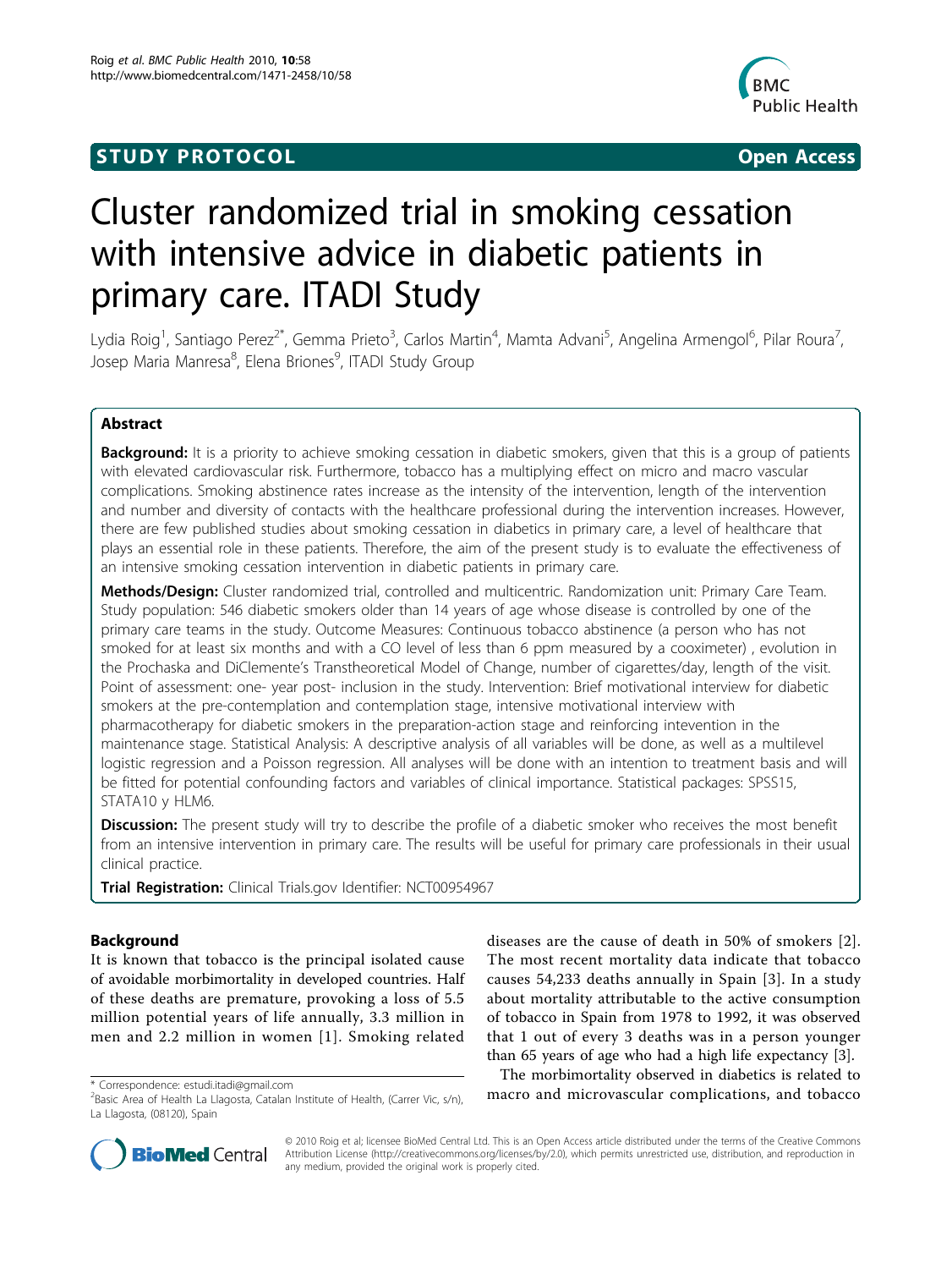STUDY PROTOCOL Open Access

# Cluster randomized trial in smoking cessation with intensive advice in diabetic patients in primary care. ITADI Study

Lydia Roig[1], Santiago Perez[2*], Gemma Prieto[3], Carlos Martin[4], Mamta Advani[5], Angelina Armengol[6], Pilar Roura[7], Josep Maria Manresa[8], Elena Briones[9], ITADI Study Group

## Abstract

**Background:** It is a priority to achieve smoking cessation in diabetic smokers, given that this is a group of patients with elevated cardiovascular risk. Furthermore, tobacco has a multiplying effect on micro and macro vascular complications. Smoking abstinence rates increase as the intensity of the intervention, length of the intervention and number and diversity of contacts with the healthcare professional during the intervention increases. However, there are few published studies about smoking cessation in diabetics in primary care, a level of healthcare that plays an essential role in these patients. Therefore, the aim of the present study is to evaluate the effectiveness of an intensive smoking cessation intervention in diabetic patients in primary care.

**Methods/Design:** Cluster randomized trial, controlled and multicentric. Randomization unit: Primary Care Team. Study population: 546 diabetic smokers older than 14 years of age whose disease is controlled by one of the primary care teams in the study. Outcome Measures: Continuous tobacco abstinence (a person who has not smoked for at least six months and with a CO level of less than 6 ppm measured by a cooximeter) , evolution in the Prochaska and DiClemente's Transtheoretical Model of Change, number of cigarettes/day, length of the visit. Point of assessment: one- year post- inclusion in the study. Intervention: Brief motivational interview for diabetic smokers at the pre-contemplation and contemplation stage, intensive motivational interview with pharmacotherapy for diabetic smokers in the preparation-action stage and reinforcing intevention in the maintenance stage. Statistical Analysis: A descriptive analysis of all variables will be done, as well as a multilevel logistic regression and a Poisson regression. All analyses will be done with an intention to treatment basis and will be fitted for potential confounding factors and variables of clinical importance. Statistical packages: SPSS15, STATA10 y HLM6.

**Discussion:** The present study will try to describe the profile of a diabetic smoker who receives the most benefit from an intensive intervention in primary care. The results will be useful for primary care professionals in their usual clinical practice.

**Trial Registration:** Clinical Trials.gov Identifier: NCT00954967

## Background

It is known that tobacco is the principal isolated cause of avoidable morbimortality in developed countries. Half of these deaths are premature, provoking a loss of 5.5 million potential years of life annually, 3.3 million in men and 2.2 million in women [1]. Smoking related diseases are the cause of death in 50% of smokers [2]. The most recent mortality data indicate that tobacco causes 54,233 deaths annually in Spain [3]. In a study about mortality attributable to the active consumption of tobacco in Spain from 1978 to 1992, it was observed that 1 out of every 3 deaths was in a person younger than 65 years of age who had a high life expectancy [3].

The morbimortality observed in diabetics is related to macro and microvascular complications, and tobacco

\* Correspondence: estudi.itadi@gmail.com
[2]Basic Area of Health La Llagosta, Catalan Institute of Health, (Carrer Vic, s/n), La Llagosta, (08120), Spain

© 2010 Roig et al; licensee BioMed Central Ltd. This is an Open Access article distributed under the terms of the Creative Commons Attribution License (http://creativecommons.org/licenses/by/2.0), which permits unrestricted use, distribution, and reproduction in any medium, provided the original work is properly cited.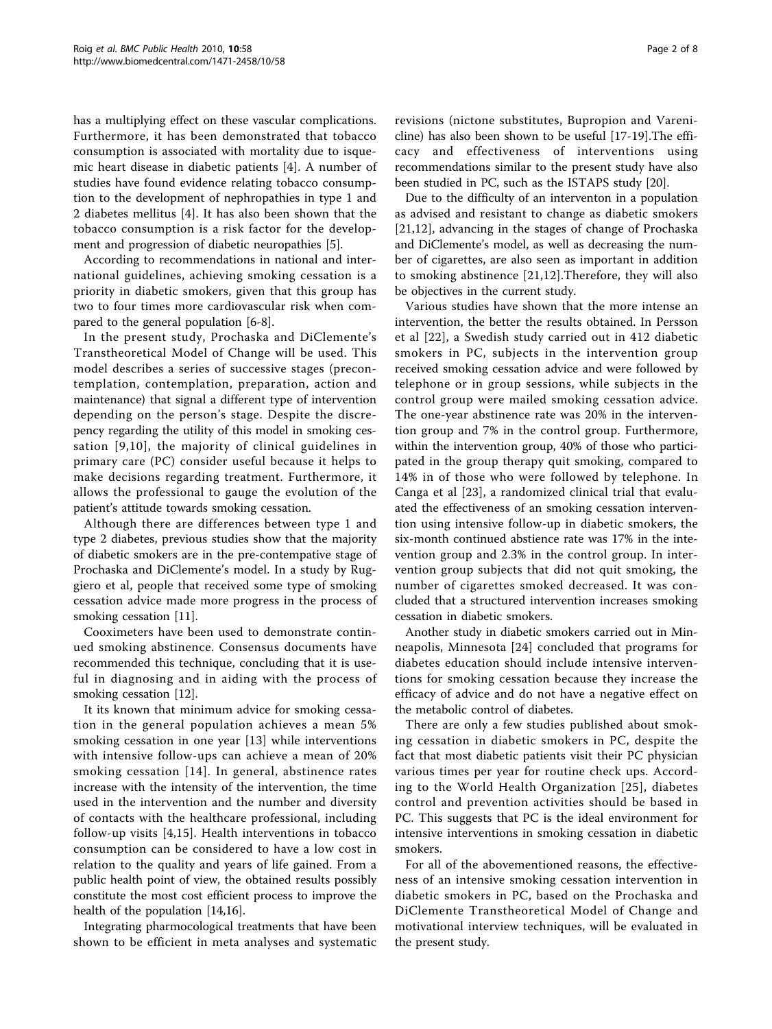has a multiplying effect on these vascular complications. Furthermore, it has been demonstrated that tobacco consumption is associated with mortality due to isquemic heart disease in diabetic patients [4]. A number of studies have found evidence relating tobacco consumption to the development of nephropathies in type 1 and 2 diabetes mellitus [4]. It has also been shown that the tobacco consumption is a risk factor for the development and progression of diabetic neuropathies [5].

According to recommendations in national and international guidelines, achieving smoking cessation is a priority in diabetic smokers, given that this group has two to four times more cardiovascular risk when compared to the general population [6-8].

In the present study, Prochaska and DiClemente's Transtheoretical Model of Change will be used. This model describes a series of successive stages (precontemplation, contemplation, preparation, action and maintenance) that signal a different type of intervention depending on the person's stage. Despite the discrepency regarding the utility of this model in smoking cessation [9,10], the majority of clinical guidelines in primary care (PC) consider useful because it helps to make decisions regarding treatment. Furthermore, it allows the professional to gauge the evolution of the patient's attitude towards smoking cessation.

Although there are differences between type 1 and type 2 diabetes, previous studies show that the majority of diabetic smokers are in the pre-contempative stage of Prochaska and DiClemente's model. In a study by Ruggiero et al, people that received some type of smoking cessation advice made more progress in the process of smoking cessation [11].

Cooximeters have been used to demonstrate continued smoking abstinence. Consensus documents have recommended this technique, concluding that it is useful in diagnosing and in aiding with the process of smoking cessation [12].

It its known that minimum advice for smoking cessation in the general population achieves a mean 5% smoking cessation in one year [13] while interventions with intensive follow-ups can achieve a mean of 20% smoking cessation [14]. In general, abstinence rates increase with the intensity of the intervention, the time used in the intervention and the number and diversity of contacts with the healthcare professional, including follow-up visits [4,15]. Health interventions in tobacco consumption can be considered to have a low cost in relation to the quality and years of life gained. From a public health point of view, the obtained results possibly constitute the most cost efficient process to improve the health of the population [14,16].

Integrating pharmacological treatments that have been shown to be efficient in meta analyses and systematic revisions (nictone substitutes, Bupropion and Varenicline) has also been shown to be useful [17-19].The efficacy and effectiveness of interventions using recommendations similar to the present study have also been studied in PC, such as the ISTAPS study [20].

Due to the difficulty of an interventon in a population as advised and resistant to change as diabetic smokers [21,12], advancing in the stages of change of Prochaska and DiClemente's model, as well as decreasing the number of cigarettes, are also seen as important in addition to smoking abstinence [21,12].Therefore, they will also be objectives in the current study.

Various studies have shown that the more intense an intervention, the better the results obtained. In Persson et al [22], a Swedish study carried out in 412 diabetic smokers in PC, subjects in the intervention group received smoking cessation advice and were followed by telephone or in group sessions, while subjects in the control group were mailed smoking cessation advice. The one-year abstinence rate was 20% in the intervention group and 7% in the control group. Furthermore, within the intervention group, 40% of those who participated in the group therapy quit smoking, compared to 14% in of those who were followed by telephone. In Canga et al [23], a randomized clinical trial that evaluated the effectiveness of an smoking cessation intervention using intensive follow-up in diabetic smokers, the six-month continued abstience rate was 17% in the intevention group and 2.3% in the control group. In intervention group subjects that did not quit smoking, the number of cigarettes smoked decreased. It was concluded that a structured intervention increases smoking cessation in diabetic smokers.

Another study in diabetic smokers carried out in Minneapolis, Minnesota [24] concluded that programs for diabetes education should include intensive interventions for smoking cessation because they increase the efficacy of advice and do not have a negative effect on the metabolic control of diabetes.

There are only a few studies published about smoking cessation in diabetic smokers in PC, despite the fact that most diabetic patients visit their PC physician various times per year for routine check ups. According to the World Health Organization [25], diabetes control and prevention activities should be based in PC. This suggests that PC is the ideal environment for intensive interventions in smoking cessation in diabetic smokers.

For all of the abovementioned reasons, the effectiveness of an intensive smoking cessation intervention in diabetic smokers in PC, based on the Prochaska and DiClemente Transtheoretical Model of Change and motivational interview techniques, will be evaluated in the present study.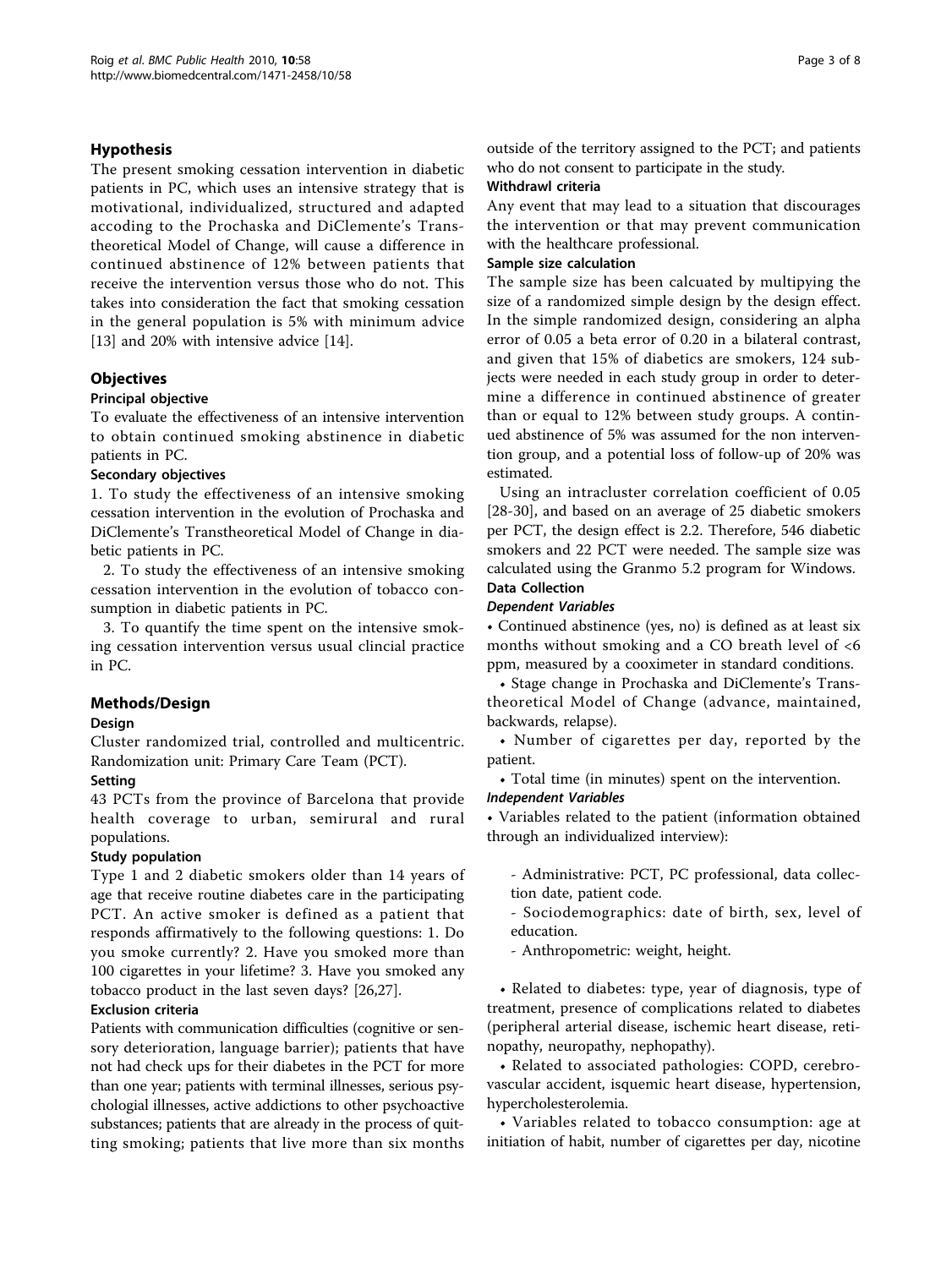## Hypothesis

The present smoking cessation intervention in diabetic patients in PC, which uses an intensive strategy that is motivational, individualized, structured and adapted accoding to the Prochaska and DiClemente's Transtheoretical Model of Change, will cause a difference in continued abstinence of 12% between patients that receive the intervention versus those who do not. This takes into consideration the fact that smoking cessation in the general population is 5% with minimum advice [13] and 20% with intensive advice [14].

## Objectives

### Principal objective

To evaluate the effectiveness of an intensive intervention to obtain continued smoking abstinence in diabetic patients in PC.

### Secondary objectives

1. To study the effectiveness of an intensive smoking cessation intervention in the evolution of Prochaska and DiClemente's Transtheoretical Model of Change in diabetic patients in PC.

2. To study the effectiveness of an intensive smoking cessation intervention in the evolution of tobacco consumption in diabetic patients in PC.

3. To quantify the time spent on the intensive smoking cessation intervention versus usual clincial practice in PC.

## Methods/Design

### Design

Cluster randomized trial, controlled and multicentric. Randomization unit: Primary Care Team (PCT).

### Setting

43 PCTs from the province of Barcelona that provide health coverage to urban, semirural and rural populations.

### Study population

Type 1 and 2 diabetic smokers older than 14 years of age that receive routine diabetes care in the participating PCT. An active smoker is defined as a patient that responds affirmatively to the following questions: 1. Do you smoke currently? 2. Have you smoked more than 100 cigarettes in your lifetime? 3. Have you smoked any tobacco product in the last seven days? [26,27].

### Exclusion criteria

Patients with communication difficulties (cognitive or sensory deterioration, language barrier); patients that have not had check ups for their diabetes in the PCT for more than one year; patients with terminal illnesses, serious psychologial illnesses, active addictions to other psychoactive substances; patients that are already in the process of quitting smoking; patients that live more than six months outside of the territory assigned to the PCT; and patients who do not consent to participate in the study.

### Withdrawl criteria

Any event that may lead to a situation that discourages the intervention or that may prevent communication with the healthcare professional.

### Sample size calculation

The sample size has been calcuated by multipying the size of a randomized simple design by the design effect. In the simple randomized design, considering an alpha error of 0.05 a beta error of 0.20 in a bilateral contrast, and given that 15% of diabetics are smokers, 124 subjects were needed in each study group in order to determine a difference in continued abstinence of greater than or equal to 12% between study groups. A continued abstinence of 5% was assumed for the non intervention group, and a potential loss of follow-up of 20% was estimated.

Using an intracluster correlation coefficient of 0.05 [28-30], and based on an average of 25 diabetic smokers per PCT, the design effect is 2.2. Therefore, 546 diabetic smokers and 22 PCT were needed. The sample size was calculated using the Granmo 5.2 program for Windows.

### Data Collection

#### *Dependent Variables*

- Continued abstinence (yes, no) is defined as at least six months without smoking and a CO breath level of <6 ppm, measured by a cooximeter in standard conditions.
- Stage change in Prochaska and DiClemente's Transtheoretical Model of Change (advance, maintained, backwards, relapse).
- Number of cigarettes per day, reported by the patient.
- Total time (in minutes) spent on the intervention.

#### *Independent Variables*

- Variables related to the patient (information obtained through an individualized interview):

  - Administrative: PCT, PC professional, data collection date, patient code.
  - Sociodemographics: date of birth, sex, level of education.
  - Anthropometric: weight, height.

- Related to diabetes: type, year of diagnosis, type of treatment, presence of complications related to diabetes (peripheral arterial disease, ischemic heart disease, retinopathy, neuropathy, nephopathy).
- Related to associated pathologies: COPD, cerebrovascular accident, isquemic heart disease, hypertension, hypercholesterolemia.
- Variables related to tobacco consumption: age at initiation of habit, number of cigarettes per day, nicotine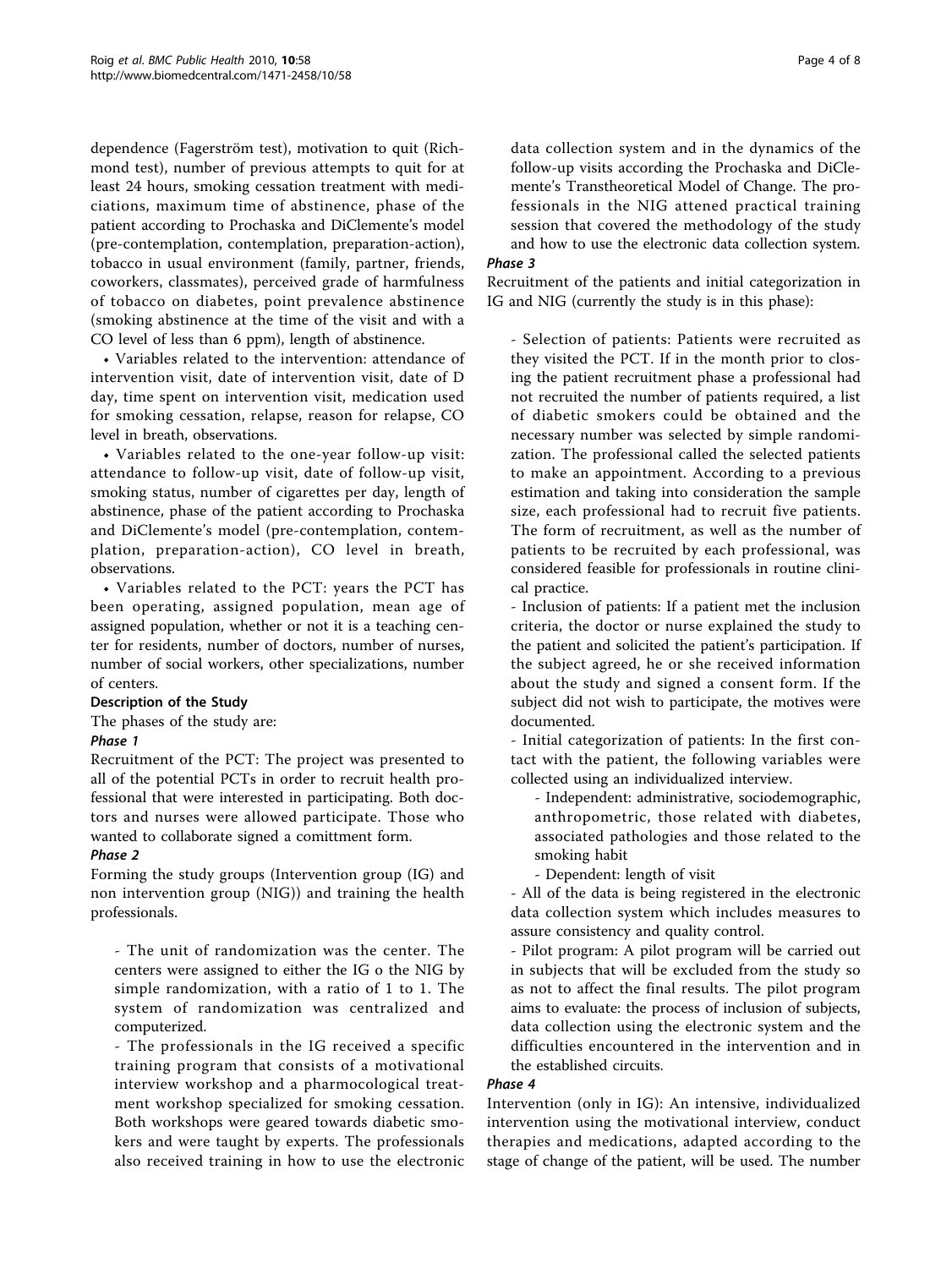dependence (Fagerström test), motivation to quit (Richmond test), number of previous attempts to quit for at least 24 hours, smoking cessation treatment with mediciations, maximum time of abstinence, phase of the patient according to Prochaska and DiClemente's model (pre-contemplation, contemplation, preparation-action), tobacco in usual environment (family, partner, friends, coworkers, classmates), perceived grade of harmfulness of tobacco on diabetes, point prevalence abstinence (smoking abstinence at the time of the visit and with a CO level of less than 6 ppm), length of abstinence.

• Variables related to the intervention: attendance of intervention visit, date of intervention visit, date of D day, time spent on intervention visit, medication used for smoking cessation, relapse, reason for relapse, CO level in breath, observations.

• Variables related to the one-year follow-up visit: attendance to follow-up visit, date of follow-up visit, smoking status, number of cigarettes per day, length of abstinence, phase of the patient according to Prochaska and DiClemente's model (pre-contemplation, contemplation, preparation-action), CO level in breath, observations.

• Variables related to the PCT: years the PCT has been operating, assigned population, mean age of assigned population, whether or not it is a teaching center for residents, number of doctors, number of nurses, number of social workers, other specializations, number of centers.

### Description of the Study

The phases of the study are:

#### *Phase 1*

Recruitment of the PCT: The project was presented to all of the potential PCTs in order to recruit health professional that were interested in participating. Both doctors and nurses were allowed participate. Those who wanted to collaborate signed a comittment form.

#### *Phase 2*

Forming the study groups (Intervention group (IG) and non intervention group (NIG)) and training the health professionals.

- The unit of randomization was the center. The centers were assigned to either the IG o the NIG by simple randomization, with a ratio of 1 to 1. The system of randomization was centralized and computerized.
- The professionals in the IG received a specific training program that consists of a motivational interview workshop and a pharmocological treatment workshop specialized for smoking cessation. Both workshops were geared towards diabetic smokers and were taught by experts. The professionals also received training in how to use the electronic data collection system and in the dynamics of the follow-up visits according the Prochaska and DiClemente's Transtheoretical Model of Change. The professionals in the NIG attened practical training session that covered the methodology of the study and how to use the electronic data collection system.

#### *Phase 3*

Recruitment of the patients and initial categorization in IG and NIG (currently the study is in this phase):

- Selection of patients: Patients were recruited as they visited the PCT. If in the month prior to closing the patient recruitment phase a professional had not recruited the number of patients required, a list of diabetic smokers could be obtained and the necessary number was selected by simple randomization. The professional called the selected patients to make an appointment. According to a previous estimation and taking into consideration the sample size, each professional had to recruit five patients. The form of recruitment, as well as the number of patients to be recruited by each professional, was considered feasible for professionals in routine clinical practice.
- Inclusion of patients: If a patient met the inclusion criteria, the doctor or nurse explained the study to the patient and solicited the patient's participation. If the subject agreed, he or she received information about the study and signed a consent form. If the subject did not wish to participate, the motives were documented.
- Initial categorization of patients: In the first contact with the patient, the following variables were collected using an individualized interview.
    - Independent: administrative, sociodemographic, anthropometric, those related with diabetes, associated pathologies and those related to the smoking habit
    - Dependent: length of visit
- All of the data is being registered in the electronic data collection system which includes measures to assure consistency and quality control.
- Pilot program: A pilot program will be carried out in subjects that will be excluded from the study so as not to affect the final results. The pilot program aims to evaluate: the process of inclusion of subjects, data collection using the electronic system and the difficulties encountered in the intervention and in the established circuits.

#### *Phase 4*

Intervention (only in IG): An intensive, individualized intervention using the motivational interview, conduct therapies and medications, adapted according to the stage of change of the patient, will be used. The number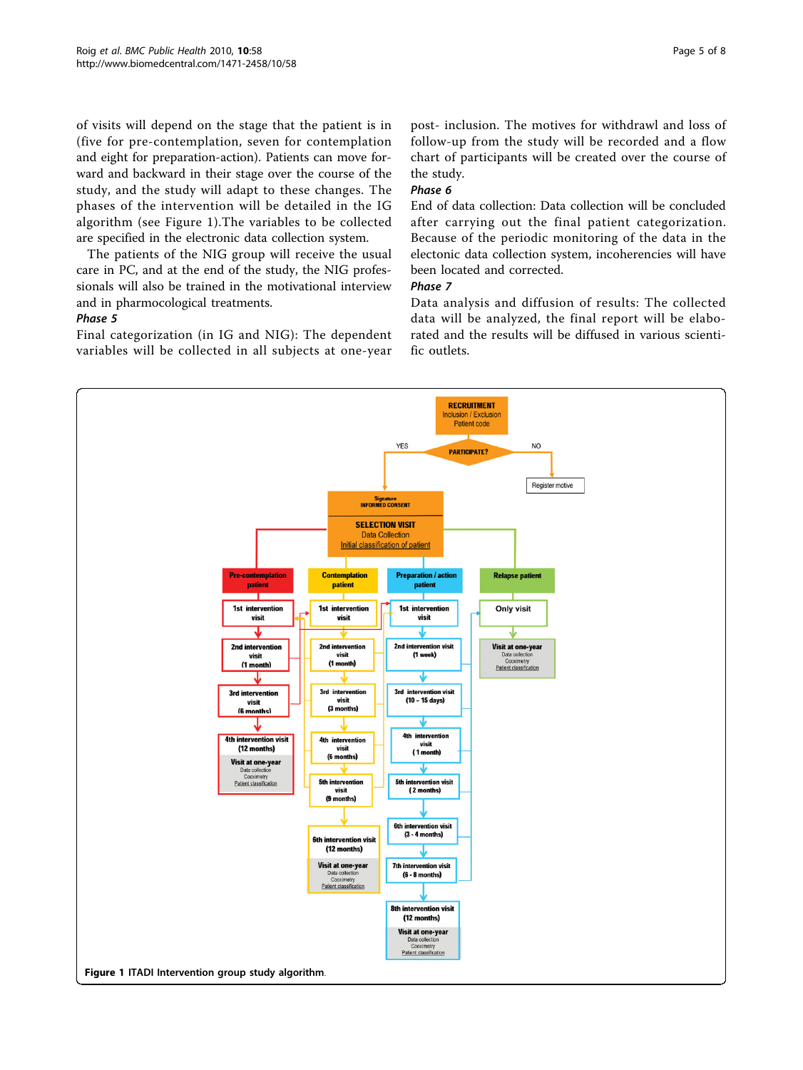of visits will depend on the stage that the patient is in (five for pre-contemplation, seven for contemplation and eight for preparation-action). Patients can move forward and backward in their stage over the course of the study, and the study will adapt to these changes. The phases of the intervention will be detailed in the IG algorithm (see Figure 1).The variables to be collected are specified in the electronic data collection system.

The patients of the NIG group will receive the usual care in PC, and at the end of the study, the NIG professionals will also be trained in the motivational interview and in pharmocological treatments.

***Phase 5***

Final categorization (in IG and NIG): The dependent variables will be collected in all subjects at one-year post- inclusion. The motives for withdrawl and loss of follow-up from the study will be recorded and a flow chart of participants will be created over the course of the study.

***Phase 6***

End of data collection: Data collection will be concluded after carrying out the final patient categorization. Because of the periodic monitoring of the data in the electonic data collection system, incoherencies will have been located and corrected.

***Phase 7***

Data analysis and diffusion of results: The collected data will be analyzed, the final report will be elaborated and the results will be diffused in various scientific outlets.

**Figure 1** ITADI Intervention group study algorithm.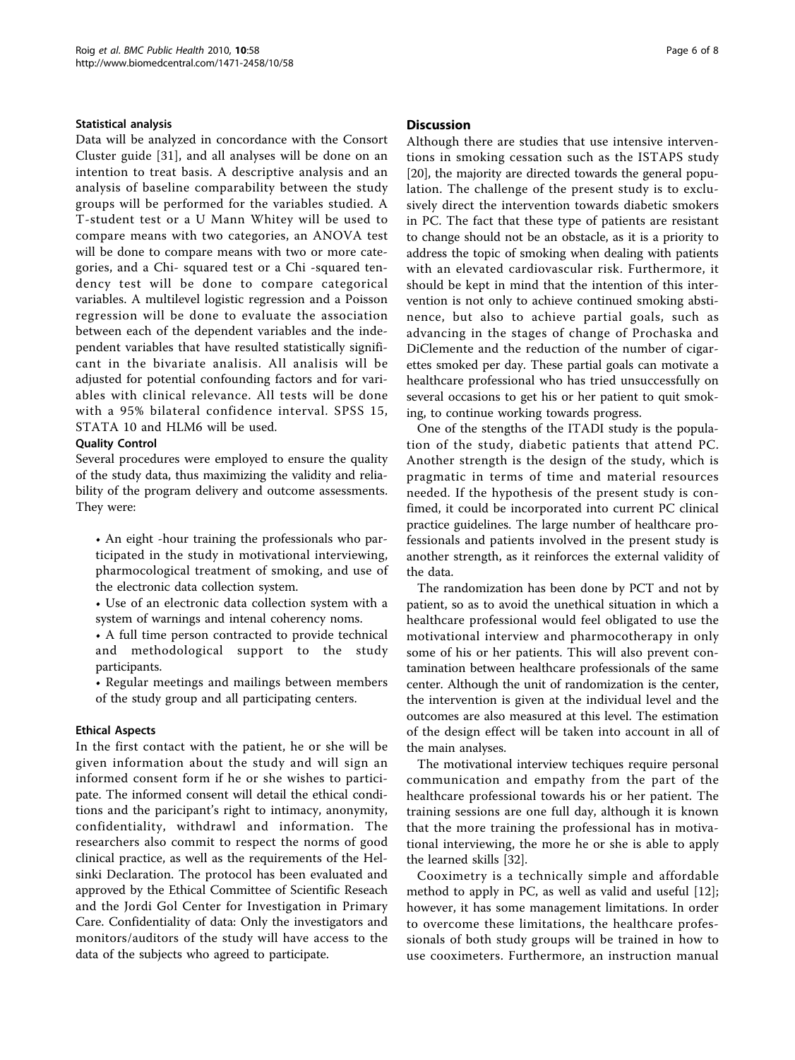### Statistical analysis

Data will be analyzed in concordance with the Consort Cluster guide [31], and all analyses will be done on an intention to treat basis. A descriptive analysis and an analysis of baseline comparability between the study groups will be performed for the variables studied. A T-student test or a U Mann Whitey will be used to compare means with two categories, an ANOVA test will be done to compare means with two or more categories, and a Chi- squared test or a Chi -squared tendency test will be done to compare categorical variables. A multilevel logistic regression and a Poisson regression will be done to evaluate the association between each of the dependent variables and the independent variables that have resulted statistically significant in the bivariate analisis. All analisis will be adjusted for potential confounding factors and for variables with clinical relevance. All tests will be done with a 95% bilateral confidence interval. SPSS 15, STATA 10 and HLM6 will be used.

### Quality Control

Several procedures were employed to ensure the quality of the study data, thus maximizing the validity and reliability of the program delivery and outcome assessments. They were:

- An eight -hour training the professionals who participated in the study in motivational interviewing, pharmocological treatment of smoking, and use of the electronic data collection system.
- Use of an electronic data collection system with a system of warnings and intenal coherency noms.
- A full time person contracted to provide technical and methodological support to the study participants.
- Regular meetings and mailings between members of the study group and all participating centers.

### Ethical Aspects

In the first contact with the patient, he or she will be given information about the study and will sign an informed consent form if he or she wishes to participate. The informed consent will detail the ethical conditions and the participant's right to intimacy, anonymity, confidentiality, withdrawl and information. The researchers also commit to respect the norms of good clinical practice, as well as the requirements of the Helsinki Declaration. The protocol has been evaluated and approved by the Ethical Committee of Scientific Reseach and the Jordi Gol Center for Investigation in Primary Care. Confidentiality of data: Only the investigators and monitors/auditors of the study will have access to the data of the subjects who agreed to participate.

## Discussion

Although there are studies that use intensive interventions in smoking cessation such as the ISTAPS study [20], the majority are directed towards the general population. The challenge of the present study is to exclusively direct the intervention towards diabetic smokers in PC. The fact that these type of patients are resistant to change should not be an obstacle, as it is a priority to address the topic of smoking when dealing with patients with an elevated cardiovascular risk. Furthermore, it should be kept in mind that the intention of this intervention is not only to achieve continued smoking abstinence, but also to achieve partial goals, such as advancing in the stages of change of Prochaska and DiClemente and the reduction of the number of cigarettes smoked per day. These partial goals can motivate a healthcare professional who has tried unsuccessfully on several occasions to get his or her patient to quit smoking, to continue working towards progress.

One of the stengths of the ITADI study is the population of the study, diabetic patients that attend PC. Another strength is the design of the study, which is pragmatic in terms of time and material resources needed. If the hypothesis of the present study is confimed, it could be incorporated into current PC clinical practice guidelines. The large number of healthcare professionals and patients involved in the present study is another strength, as it reinforces the external validity of the data.

The randomization has been done by PCT and not by patient, so as to avoid the unethical situation in which a healthcare professional would feel obligated to use the motivational interview and pharmocotherapy in only some of his or her patients. This will also prevent contamination between healthcare professionals of the same center. Although the unit of randomization is the center, the intervention is given at the individual level and the outcomes are also measured at this level. The estimation of the design effect will be taken into account in all of the main analyses.

The motivational interview techiques require personal communication and empathy from the part of the healthcare professional towards his or her patient. The training sessions are one full day, although it is known that the more training the professional has in motivational interviewing, the more he or she is able to apply the learned skills [32].

Cooximetry is a technically simple and affordable method to apply in PC, as well as valid and useful [12]; however, it has some management limitations. In order to overcome these limitations, the healthcare professionals of both study groups will be trained in how to use cooximeters. Furthermore, an instruction manual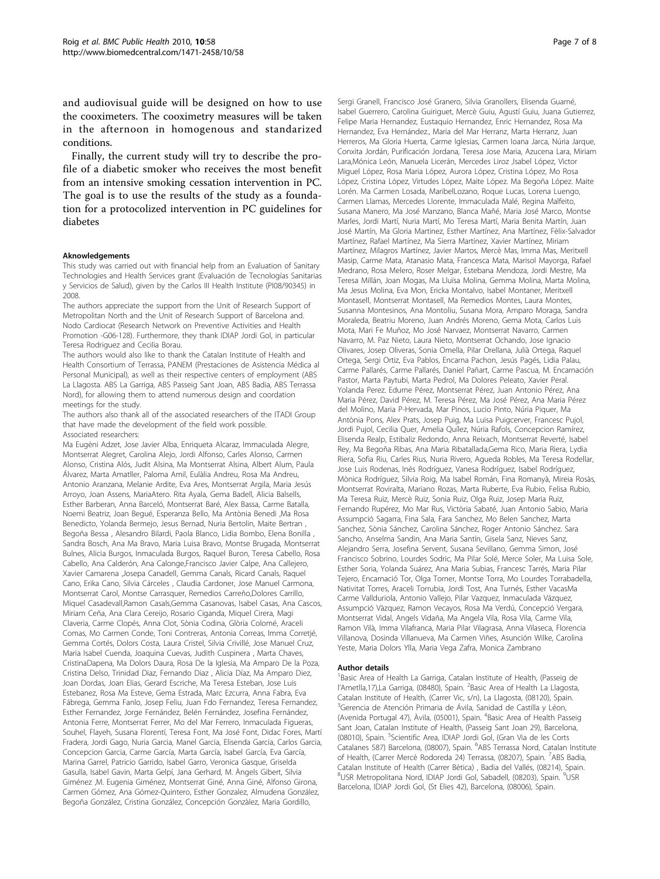and audiovisual guide will be designed on how to use the cooximeters. The cooximetry measures will be taken in the afternoon in homogenous and standarized conditions.

Finally, the current study will try to describe the profile of a diabetic smoker who receives the most benefit from an intensive smoking cessation intervention in PC. The goal is to use the results of the study as a foundation for a protocolized intervention in PC guidelines for diabetes

#### Aknowledgements

This study was carried out with financial help from an Evaluation of Sanitary Technologies and Health Services grant (Evaluación de Tecnologías Sanitarias y Servicios de Salud), given by the Carlos III Health Institute (PI08/90345) in 2008.

The authors appreciate the support from the Unit of Research Support of Metropolitan North and the Unit of Research Support of Barcelona and. Nodo Cardiocat (Research Network on Preventive Activities and Health Promotion -G06-128). Furthermore, they thank IDIAP Jordi Gol, in particular Teresa Rodriguez and Cecilia Borau.

The authors would also like to thank the Catalan Institute of Health and Health Consortium of Terrassa, PANEM (Prestaciones de Asistencia Médica al Personal Municipal), as well as their respective centers of employment (ABS La Llagosta. ABS La Garriga, ABS Passeig Sant Joan, ABS Badia, ABS Terrassa Nord), for allowing them to attend numerous design and coordation meetings for the study.

The authors also thank all of the associated researchers of the ITADI Group that have made the development of the field work possible.

Associated researchers:

Ma Eugèni Adzet, Jose Javier Alba, Enriqueta Alcaraz, Immaculada Alegre, Montserrat Alegret, Carolina Alejo, Jordi Alfonso, Carles Alonso, Carmen Alonso, Cristina Alós, Judit Alsina, Ma Montserrat Alsina, Albert Alum, Paula Álvarez, Marta Amatller, Paloma Amil, Eulàlia Andreu, Rosa Ma Andreu, Antonio Aranzana, Melanie Ardite, Eva Ares, Montserrat Argila, Maria Jesús Arroyo, Joan Assens, MariaAtero. Rita Ayala, Gema Badell, Alicia Balsells, Esther Barberan, Anna Barceló, Montserrat Baré, Alex Bassa, Carme Batalla, Noemi Beatriz, Joan Begué, Esperanza Bello, Ma Antònia Benedi ,Ma Rosa Benedicto, Yolanda Bermejo, Jesus Bernad, Nuria Bertolin, Maite Bertran , Begoña Bessa , Alesandro Bilardi, Paola Blanco, Lidia Bombo, Elena Bonilla , Sandra Bosch, Ana Ma Bravo, Maria Luisa Bravo, Montse Brugada, Montserrat Bulnes, Alicia Burgos, Inmaculada Burgos, Raquel Buron, Teresa Cabello, Rosa Cabello, Ana Calderón, Ana Calonge,Francisco Javier Calpe, Ana Callejero, Xavier Camarena ,Josepa Canadell, Gemma Canals, Ricard Canals, Raquel Cano, Erika Cano, Silvia Cárceles , Claudia Cardoner, Jose Manuel Carmona, Montserrat Carol, Montse Carrasquer, Remedios Carreño,Dolores Carrillo, Miquel Casadevall,Ramon Casals,Gemma Casanovas, Isabel Casas, Ana Cascos, Miriam Ceña, Ana Clara Cereijo, Rosario Ciganda, Miquel Cirera, Magi Claveria, Carme Clopés, Anna Clot, Sònia Codina, Glòria Colomé, Araceli Comas, Mo Carmen Conde, Toni Contreras, Antonia Correas, Imma Corretjé, Gemma Cortés, Dolors Costa, Laura Cristel, Silvia Crivillé, Jose Manuel Cruz, Maria Isabel Cuenda, Joaquina Cuevas, Judith Cuspinera , Marta Chaves, CristinaDapena, Ma Dolors Daura, Rosa De la Iglesia, Ma Amparo De la Poza, Cristina Delso, Trinidad Diaz, Fernando Diaz , Alicia Díaz, Ma Amparo Diez, Joan Dordas, Joan Elias, Gerard Escriche, Ma Teresa Esteban, Jose Luis Estebanez, Rosa Ma Esteve, Gema Estrada, Marc Ezcurra, Anna Fabra, Eva Fábrega, Gemma Fanlo, Josep Feliu, Juan Fdo Fernandez, Teresa Fernandez, Esther Fernandez, Jorge Fernández, Belén Fernández, Josefina Fernández, Antonia Ferre, Montserrat Ferrer, Mo del Mar Ferrero, Inmaculada Figueras, Souhel, Flayeh, Susana Florentí, Teresa Font, Ma José Font, Didac Fores, Martí Fradera, Jordi Gago, Nuria Garcia, Manel Garcia, Elisenda Garcia, Carlos Garcia, Concepcion Garcia, Carme García, Marta García, Isabel García, Eva García, Marina Garrel, Patricio Garrido, Isabel Garro, Veronica Gasque, Griselda Gasulla, Isabel Gavin, Marta Gelpí, Jana Gerhard, M. Àngels Gibert, Silvia Giménez ,M. Eugenia Giménez, Montserrat Giné, Anna Giné, Alfonso Girona, Carmen Gómez, Ana Gómez-Quintero, Esther Gonzalez, Almudena González, Begoña González, Cristina González, Concepción Gonzàlez, Maria Gordillo, Sergi Granell, Francisco José Granero, Silvia Granollers, Elisenda Guarné, Isabel Guerrero, Carolina Guiriguet, Mercè Guiu, Agustí Guiu, Juana Gutierrez, Felipe Maria Hernandez, Eustaquio Hernandez, Enric Hernandez, Rosa Ma Hernandez, Eva Hernández., Maria del Mar Herranz, Marta Herranz, Juan Herreros, Ma Gloria Huerta, Carme Iglesias, Carmen Ioana Jarca, Núria Jarque, Conxita Jordán, Purificación Jordana, Teresa Jose Maria, Azucena Lara, Miriam Lara,Mónica León, Manuela Licerán, Mercedes Liroz ,Isabel López, Victor Miguel López, Rosa Maria López, Aurora López, Cristina López, Mo Rosa López, Cristina López, Virtudes López, Maite López. Ma Begoña López. Maite Lorén. Ma Carmen Losada, MaribelLozano, Roque Lucas, Lorena Luengo, Carmen Llamas, Mercedes Llorente, Immaculada Malé, Regina Malfeito, Susana Manero, Ma José Manzano, Blanca Mañé, Maria José Marco, Montse Marles, Jordi Martí, Nuria Martí, Mo Teresa Martí, Maria Benita Martín, Juan José Martín, Ma Gloria Martinez, Esther Martínez, Ana Martínez, Fèlix-Salvador Martínez, Rafael Martínez, Ma Sierra Martínez, Xavier Martínez, Miriam Martínez, Milagros Martínez, Javier Martos, Mercè Mas, Imma Mas, Meritxell Masip, Carme Mata, Atanasio Mata, Francesca Mata, Marisol Mayorga, Rafael Medrano, Rosa Melero, Roser Melgar, Estebana Mendoza, Jordi Mestre, Ma Teresa Millán, Joan Mogas, Ma Lluïsa Molina, Gemma Molina, Marta Molina, Ma Jesus Molina, Eva Mon, Ericka Montalvo, Isabel Montaner, Meritxell Montasell, Montserrat Montasell, Ma Remedios Montes, Laura Montes, Susanna Montesinos, Ana Montoliu, Susana Mora, Amparo Moraga, Sandra Moraleda, Beatriu Moreno, Juan Andrés Moreno, Gema Mota, Carlos Luis Mota, Mari Fe Muñoz, Mo José Narvaez, Montserrat Navarro, Carmen Navarro, M. Paz Nieto, Laura Nieto, Montserrat Ochando, Jose Ignacio Olivares, Josep Oliveras, Sonia Omella, Pilar Orellana, Julià Ortega, Raquel Ortega, Sergi Ortiz, Eva Pablos, Encarna Pachon, Jesús Pagés, Lidia Palau, Carme Pallarés, Carme Pallarés, Daniel Pañart, Carme Pascua, M. Encarnación Pastor, Marta Paytubi, Marta Pedrol, Ma Dolores Peleato, Xavier Peral. Yolanda Perez. Edurne Pérez, Montserrat Pérez, Juan Antonio Pérez, Ana Maria Pérez, David Pérez, M. Teresa Pérez, Ma José Pérez, Ana Maria Pérez del Molino, Maria P-Hervada, Mar Pinos, Lucio Pinto, Núria Piquer, Ma Antònia Pons, Alex Prats, Josep Puig, Ma Luisa Puigcerver, Francesc Pujol, Jordi Pujol, Cecilia Quer, Amelia Quílez, Núria Rafols, Concepcion Ramírez, Elisenda Realp, Estibaliz Redondo, Anna Reixach, Montserrat Reverté, Isabel Rey, Ma Begoña Ribas, Ana Maria Ribatallada,Gema Rico, Maria Riera, Lydia Riera, Sofia Riu, Carles Rius, Nuria Rivero, Agueda Robles, Ma Teresa Rodellar, Jose Luis Rodenas, Inés Rodríguez, Vanesa Rodríguez, Isabel Rodríguez, Mònica Rodríguez, Silvia Roig, Ma Isabel Román, Fina Romanyà, Mireia Rosàs, Montserrat Roviralta, Mariano Rozas, Marta Ruberte, Eva Rubio, Felisa Rubio, Ma Teresa Ruiz, Mercè Ruiz, Sonia Ruiz, Olga Ruiz, Josep Maria Ruiz, Fernando Rupérez, Mo Mar Rus, Victòria Sabaté, Juan Antonio Sabio, Maria Assumpció Sagarra, Fina Sala, Fara Sanchez, Mo Belen Sanchez, Marta Sanchez, Sònia Sánchez, Carolina Sánchez, Roger Antonio Sánchez. Sara Sancho, Anselma Sandin, Ana Maria Santín, Gisela Sanz, Nieves Sanz, Alejandro Serra, Josefina Servent, Susana Sevillano, Gemma Simon, José Francisco Sobrino, Lourdes Sodric, Ma Pilar Solé, Merce Soler, Ma Luisa Sole, Esther Soria, Yolanda Suárez, Ana Maria Subias, Francesc Tarrés, Maria Pilar Tejero, Encarnació Tor, Olga Torner, Montse Torra, Mo Lourdes Torrabadella, Nativitat Torres, Araceli Torrubia, Jordi Tost, Ana Turnés, Esther VacasMa Carme Vallduriola, Antonio Vallejo, Pilar Vazquez, Inmaculada Vázquez, Assumpció Vàzquez, Ramon Vecayos, Rosa Ma Verdú, Concepció Vergara, Montserrat Vidal, Angels Vidaña, Ma Angela Vila, Rosa Vila, Carme Vila, Ramon Vilà, Imma Vilafranca, Maria Pilar Vilagrasa, Anna Vilaseca, Florencia Villanova, Dosinda Villanueva, Ma Carmen Viñes, Asunción Wilke, Carolina Yeste, Maria Dolors Ylla, Maria Vega Zafra, Monica Zambrano

#### Author details

[1]Basic Area of Health La Garriga, Catalan Institute of Health, (Passeig de l'Ametlla,17),La Garriga, (08480), Spain. [2]Basic Area of Health La Llagosta, Catalan Institute of Health, (Carrer Vic, s/n), La Llagosta, (08120), Spain. [3]Gerencia de Atención Primaria de Ávila, Sanidad de Castilla y Léon, (Avenida Portugal 47), Àvila, (05001), Spain. [4]Basic Area of Health Passeig Sant Joan, Catalan Institute of Health, (Passeig Sant Joan 29), Barcelona, (08010), Spain. [5]Scientific Area, IDIAP Jordi Gol, (Gran Via de les Corts Catalanes 587) Barcelona, (08007), Spain. [6]ABS Terrassa Nord, Catalan Institute of Health, (Carrer Mercè Rodoreda 24) Terrassa, (08207), Spain. [7]ABS Badia, Catalan Institute of Health (Carrer Bètica) , Badia del Vallés, (08214), Spain. [8]USR Metropolitana Nord, IDIAP Jordi Gol, Sabadell, (08203), Spain. [9]USR Barcelona, IDIAP Jordi Gol, (St Elies 42), Barcelona, (08006), Spain.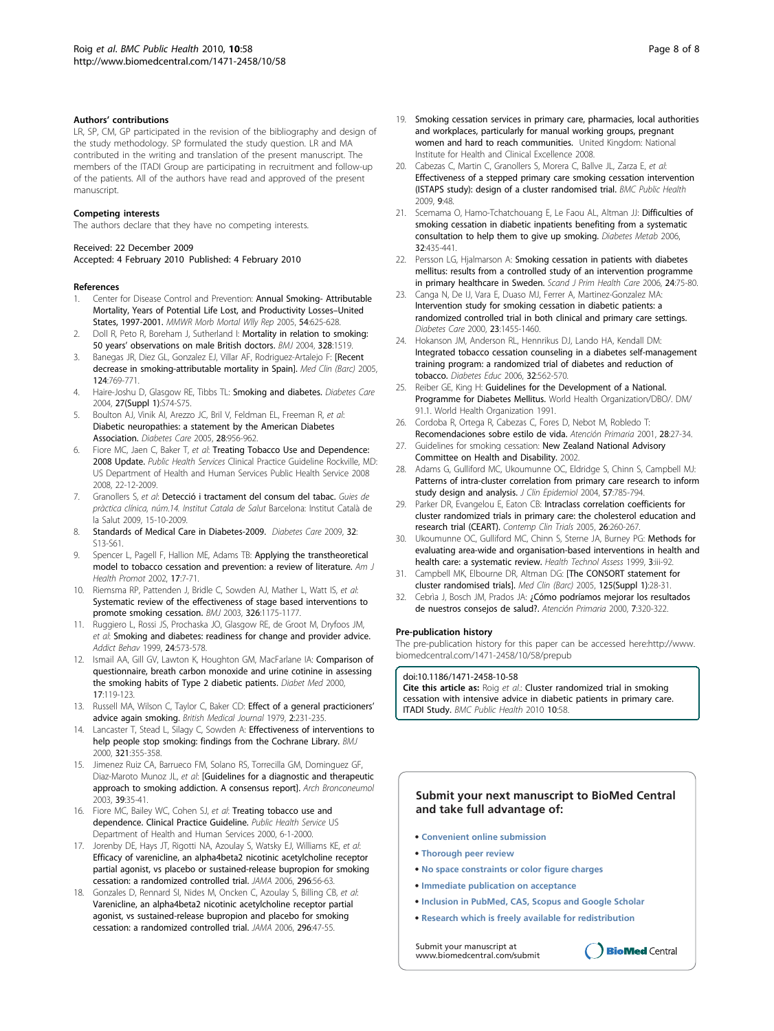### Authors' contributions

LR, SP, CM, GP participated in the revision of the bibliography and design of the study methodology. SP formulated the study question. LR and MA contributed in the writing and translation of the present manuscript. The members of the ITADI Group are participating in recruitment and follow-up of the patients. All of the authors have read and approved of the present manuscript.

### Competing interests

The authors declare that they have no competing interests.

Received: 22 December 2009
Accepted: 4 February 2010 Published: 4 February 2010

### References

1. Center for Disease Control and Prevention: **Annual Smoking- Attributable Mortality, Years of Potential Life Lost, and Productivity Losses–United States, 1997-2001.** *MMWR Morb Mortal Wkly Rep* 2005, **54**:625-628.
2. Doll R, Peto R, Boreham J, Sutherland I: **Mortality in relation to smoking: 50 years' observations on male British doctors.** *BMJ* 2004, **328**:1519.
3. Banegas JR, Diez GL, Gonzalez EJ, Villar AF, Rodriguez-Artalejo F: **[Recent decrease in smoking-attributable mortality in Spain].** *Med Clin (Barc)* 2005, **124**:769-771.
4. Haire-Joshu D, Glasgow RE, Tibbs TL: **Smoking and diabetes.** *Diabetes Care* 2004, **27(Suppl 1)**:S74-S75.
5. Boulton AJ, Vinik AI, Arezzo JC, Bril V, Feldman EL, Freeman R, *et al*: **Diabetic neuropathies: a statement by the American Diabetes Association.** *Diabetes Care* 2005, **28**:956-962.
6. Fiore MC, Jaen C, Baker T, *et al*: **Treating Tobacco Use and Dependence: 2008 Update.** *Public Health Services* Clinical Practice Guideline Rockville, MD: US Department of Health and Human Services Public Health Service 2008 2008, 22-12-2009.
7. Granollers S, *et al*: **Detecció i tractament del consum del tabac.** *Guies de pràctica clínica, núm.14. Institut Catala de Salut* Barcelona: Institut Català de la Salut 2009, 15-10-2009.
8. **Standards of Medical Care in Diabetes-2009.** *Diabetes Care* 2009, **32**: S13-S61.
9. Spencer L, Pagell F, Hallion ME, Adams TB: **Applying the transtheoretical model to tobacco cessation and prevention: a review of literature.** *Am J Health Promot* 2002, **17**:7-71.
10. Riemsma RP, Pattenden J, Bridle C, Sowden AJ, Mather L, Watt IS, *et al*: **Systematic review of the effectiveness of stage based interventions to promote smoking cessation.** *BMJ* 2003, **326**:1175-1177.
11. Ruggiero L, Rossi JS, Prochaska JO, Glasgow RE, de Groot M, Dryfoos JM, *et al*: **Smoking and diabetes: readiness for change and provider advice.** *Addict Behav* 1999, **24**:573-578.
12. Ismail AA, Gill GV, Lawton K, Houghton GM, MacFarlane IA: **Comparison of questionnaire, breath carbon monoxide and urine cotinine in assessing the smoking habits of Type 2 diabetic patients.** *Diabet Med* 2000, **17**:119-123.
13. Russell MA, Wilson C, Taylor C, Baker CD: **Effect of a general practicioners' advice again smoking.** *British Medical Journal* 1979, **2**:231-235.
14. Lancaster T, Stead L, Silagy C, Sowden A: **Effectiveness of interventions to help people stop smoking: findings from the Cochrane Library.** *BMJ* 2000, **321**:355-358.
15. Jimenez Ruiz CA, Barrueco FM, Solano RS, Torrecilla GM, Dominguez GF, Diaz-Maroto Munoz JL, *et al*: **[Guidelines for a diagnostic and therapeutic approach to smoking addiction. A consensus report].** *Arch Bronconeumol* 2003, **39**:35-41.
16. Fiore MC, Bailey WC, Cohen SJ, *et al*: **Treating tobacco use and dependence. Clinical Practice Guideline.** *Public Health Service* US Department of Health and Human Services 2000, 6-1-2000.
17. Jorenby DE, Hays JT, Rigotti NA, Azoulay S, Watsky EJ, Williams KE, *et al*: **Efficacy of varenicline, an alpha4beta2 nicotinic acetylcholine receptor partial agonist, vs placebo or sustained-release bupropion for smoking cessation: a randomized controlled trial.** *JAMA* 2006, **296**:56-63.
18. Gonzales D, Rennard SI, Nides M, Oncken C, Azoulay S, Billing CB, *et al*: **Varenicline, an alpha4beta2 nicotinic acetylcholine receptor partial agonist, vs sustained-release bupropion and placebo for smoking cessation: a randomized controlled trial.** *JAMA* 2006, **296**:47-55.
19. **Smoking cessation services in primary care, pharmacies, local authorities and workplaces, particularly for manual working groups, pregnant women and hard to reach communities.** United Kingdom: National Institute for Health and Clinical Excellence 2008.
20. Cabezas C, Martin C, Granollers S, Morera C, Ballve JL, Zarza E, *et al*: **Effectiveness of a stepped primary care smoking cessation intervention (ISTAPS study): design of a cluster randomised trial.** *BMC Public Health* 2009, **9**:48.
21. Scemama O, Hamo-Tchatchouang E, Le Faou AL, Altman JJ: **Difficulties of smoking cessation in diabetic inpatients benefiting from a systematic consultation to help them to give up smoking.** *Diabetes Metab* 2006, **32**:435-441.
22. Persson LG, Hjalmarson A: **Smoking cessation in patients with diabetes mellitus: results from a controlled study of an intervention programme in primary healthcare in Sweden.** *Scand J Prim Health Care* 2006, **24**:75-80.
23. Canga N, De IJ, Vara E, Duaso MJ, Ferrer A, Martinez-Gonzalez MA: **Intervention study for smoking cessation in diabetic patients: a randomized controlled trial in both clinical and primary care settings.** *Diabetes Care* 2000, **23**:1455-1460.
24. Hokanson JM, Anderson RL, Hennrikus DJ, Lando HA, Kendall DM: **Integrated tobacco cessation counseling in a diabetes self-management training program: a randomized trial of diabetes and reduction of tobacco.** *Diabetes Educ* 2006, **32**:562-570.
25. Reiber GE, King H: **Guidelines for the Development of a National. Programme for Diabetes Mellitus.** World Health Organization/DBO/. DM/ 91.1. World Health Organization 1991.
26. Cordoba R, Ortega R, Cabezas C, Fores D, Nebot M, Robledo T: **Recomendaciones sobre estilo de vida.** *Atención Primaria* 2001, **28**:27-34.
27. **Guidelines for smoking cessation:** **New Zealand National Advisory Committee on Health and Disability.** 2002.
28. Adams G, Gulliford MC, Ukoumunne OC, Eldridge S, Chinn S, Campbell MJ: **Patterns of intra-cluster correlation from primary care research to inform study design and analysis.** *J Clin Epidemiol* 2004, **57**:785-794.
29. Parker DR, Evangelou E, Eaton CB: **Intraclass correlation coefficients for cluster randomized trials in primary care: the cholesterol education and research trial (CEART).** *Contemp Clin Trials* 2005, **26**:260-267.
30. Ukoumunne OC, Gulliford MC, Chinn S, Sterne JA, Burney PG: **Methods for evaluating area-wide and organisation-based interventions in health and health care: a systematic review.** *Health Technol Assess* 1999, **3**:iii-92.
31. Campbell MK, Elbourne DR, Altman DG: **[The CONSORT statement for cluster randomised trials].** *Med Clin (Barc)* 2005, **125(Suppl 1)**:28-31.
32. Cebrià J, Bosch JM, Prados JA: **¿Cómo podríamos mejorar los resultados de nuestros consejos de salud?.** *Atención Primaria* 2000, **7**:320-322.

### Pre-publication history

The pre-publication history for this paper can be accessed here:http://www.biomedcentral.com/1471-2458/10/58/prepub

doi:10.1186/1471-2458-10-58
**Cite this article as:** Roig *et al.*: Cluster randomized trial in smoking cessation with intensive advice in diabetic patients in primary care. ITADI Study. *BMC Public Health* 2010 **10**:58.

**Submit your next manuscript to BioMed Central and take full advantage of:**

- Convenient online submission
- Thorough peer review
- No space constraints or color figure charges
- Immediate publication on acceptance
- Inclusion in PubMed, CAS, Scopus and Google Scholar
- Research which is freely available for redistribution

Submit your manuscript at
www.biomedcentral.com/submit

BioMed Central